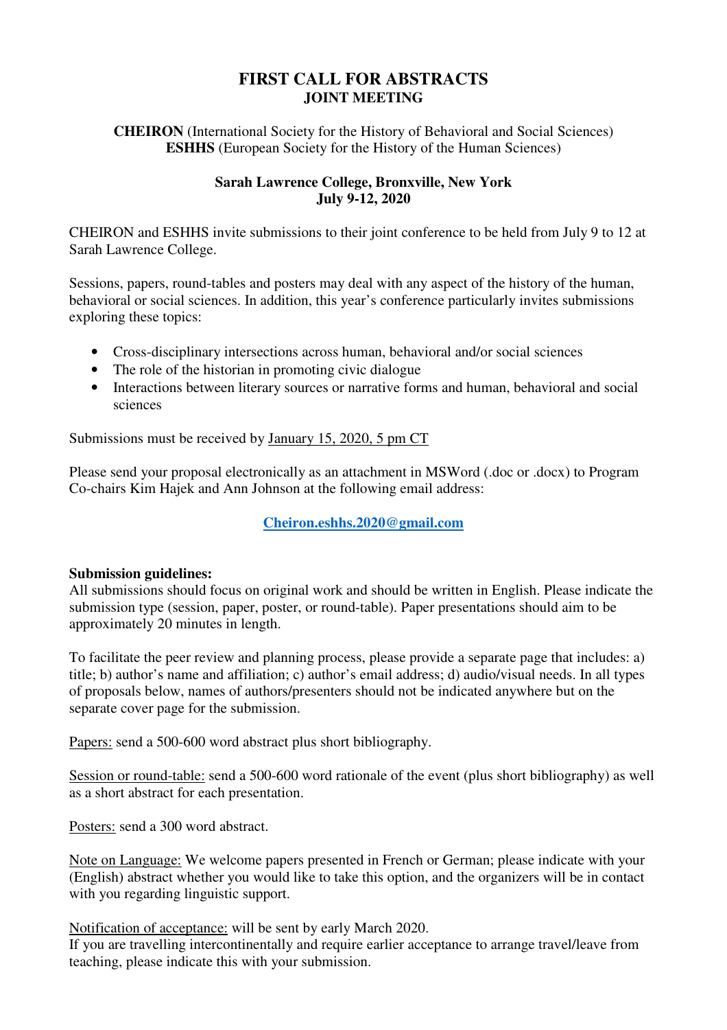# FIRST CALL FOR ABSTRACTS
## JOINT MEETING

**CHEIRON** (International Society for the History of Behavioral and Social Sciences)
**ESHHS** (European Society for the History of the Human Sciences)

**Sarah Lawrence College, Bronxville, New York**
**July 9-12, 2020**

CHEIRON and ESHHS invite submissions to their joint conference to be held from July 9 to 12 at Sarah Lawrence College.

Sessions, papers, round-tables and posters may deal with any aspect of the history of the human, behavioral or social sciences. In addition, this year's conference particularly invites submissions exploring these topics:

- Cross-disciplinary intersections across human, behavioral and/or social sciences
- The role of the historian in promoting civic dialogue
- Interactions between literary sources or narrative forms and human, behavioral and social sciences

Submissions must be received by January 15, 2020, 5 pm CT

Please send your proposal electronically as an attachment in MSWord (.doc or .docx) to Program Co-chairs Kim Hajek and Ann Johnson at the following email address:

**Cheiron.eshhs.2020@gmail.com**

**Submission guidelines:**
All submissions should focus on original work and should be written in English. Please indicate the submission type (session, paper, poster, or round-table). Paper presentations should aim to be approximately 20 minutes in length.

To facilitate the peer review and planning process, please provide a separate page that includes: a) title; b) author's name and affiliation; c) author's email address; d) audio/visual needs. In all types of proposals below, names of authors/presenters should not be indicated anywhere but on the separate cover page for the submission.

Papers: send a 500-600 word abstract plus short bibliography.

Session or round-table: send a 500-600 word rationale of the event (plus short bibliography) as well as a short abstract for each presentation.

Posters: send a 300 word abstract.

Note on Language: We welcome papers presented in French or German; please indicate with your (English) abstract whether you would like to take this option, and the organizers will be in contact with you regarding linguistic support.

Notification of acceptance: will be sent by early March 2020.
If you are travelling intercontinentally and require earlier acceptance to arrange travel/leave from teaching, please indicate this with your submission.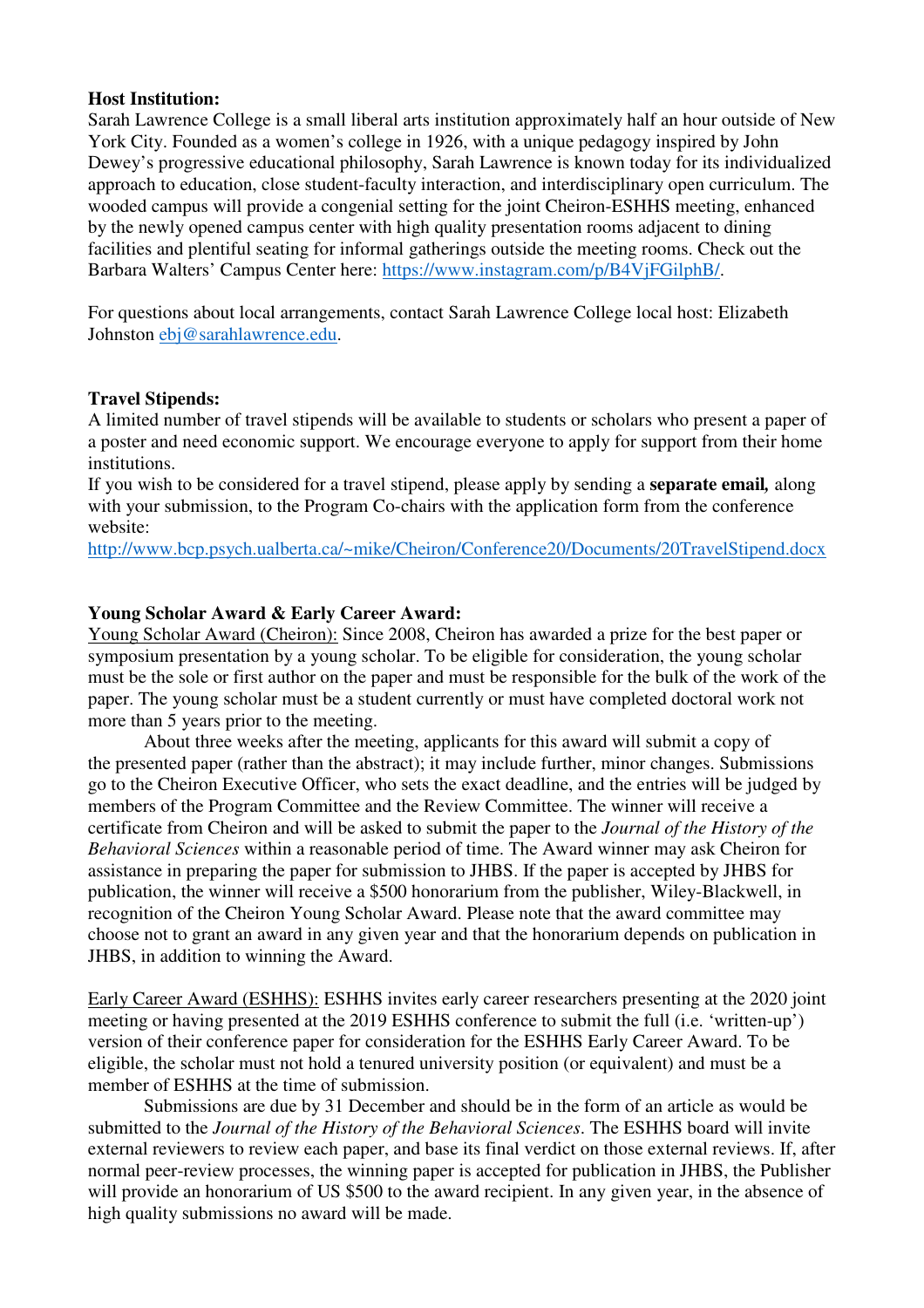**Host Institution:**

Sarah Lawrence College is a small liberal arts institution approximately half an hour outside of New York City. Founded as a women's college in 1926, with a unique pedagogy inspired by John Dewey's progressive educational philosophy, Sarah Lawrence is known today for its individualized approach to education, close student-faculty interaction, and interdisciplinary open curriculum. The wooded campus will provide a congenial setting for the joint Cheiron-ESHHS meeting, enhanced by the newly opened campus center with high quality presentation rooms adjacent to dining facilities and plentiful seating for informal gatherings outside the meeting rooms. Check out the Barbara Walters' Campus Center here: [https://www.instagram.com/p/B4VjFGilphB/](https://www.instagram.com/p/B4VjFGilphB/).

For questions about local arrangements, contact Sarah Lawrence College local host: Elizabeth Johnston [ebj@sarahlawrence.edu](mailto:ebj@sarahlawrence.edu).

**Travel Stipends:**

A limited number of travel stipends will be available to students or scholars who present a paper of a poster and need economic support. We encourage everyone to apply for support from their home institutions.

If you wish to be considered for a travel stipend, please apply by sending a **separate email***,* along with your submission, to the Program Co-chairs with the application form from the conference website:

[http://www.bcp.psych.ualberta.ca/~mike/Cheiron/Conference20/Documents/20TravelStipend.docx](http://www.bcp.psych.ualberta.ca/~mike/Cheiron/Conference20/Documents/20TravelStipend.docx)

**Young Scholar Award & Early Career Award:**

Young Scholar Award (Cheiron): Since 2008, Cheiron has awarded a prize for the best paper or symposium presentation by a young scholar. To be eligible for consideration, the young scholar must be the sole or first author on the paper and must be responsible for the bulk of the work of the paper. The young scholar must be a student currently or must have completed doctoral work not more than 5 years prior to the meeting.

About three weeks after the meeting, applicants for this award will submit a copy of the presented paper (rather than the abstract); it may include further, minor changes. Submissions go to the Cheiron Executive Officer, who sets the exact deadline, and the entries will be judged by members of the Program Committee and the Review Committee. The winner will receive a certificate from Cheiron and will be asked to submit the paper to the *Journal of the History of the Behavioral Sciences* within a reasonable period of time. The Award winner may ask Cheiron for assistance in preparing the paper for submission to JHBS. If the paper is accepted by JHBS for publication, the winner will receive a $500 honorarium from the publisher, Wiley-Blackwell, in recognition of the Cheiron Young Scholar Award. Please note that the award committee may choose not to grant an award in any given year and that the honorarium depends on publication in JHBS, in addition to winning the Award.

Early Career Award (ESHHS): ESHHS invites early career researchers presenting at the 2020 joint meeting or having presented at the 2019 ESHHS conference to submit the full (i.e. 'written-up') version of their conference paper for consideration for the ESHHS Early Career Award. To be eligible, the scholar must not hold a tenured university position (or equivalent) and must be a member of ESHHS at the time of submission.

Submissions are due by 31 December and should be in the form of an article as would be submitted to the *Journal of the History of the Behavioral Sciences*. The ESHHS board will invite external reviewers to review each paper, and base its final verdict on those external reviews. If, after normal peer-review processes, the winning paper is accepted for publication in JHBS, the Publisher will provide an honorarium of US $500 to the award recipient. In any given year, in the absence of high quality submissions no award will be made.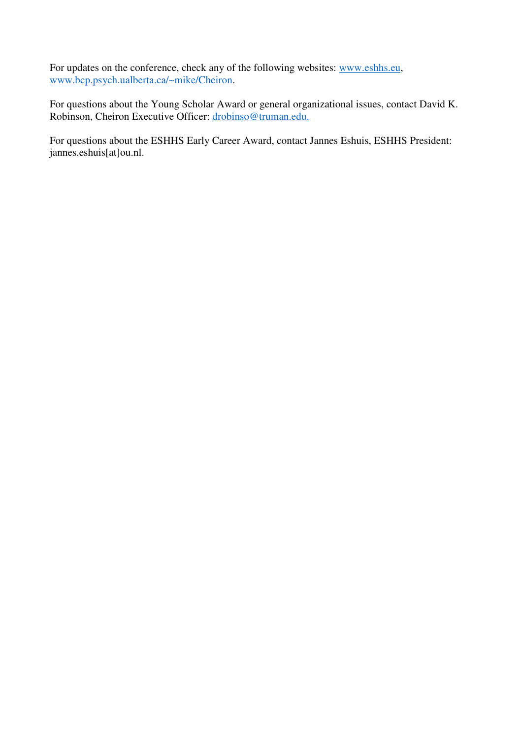For updates on the conference, check any of the following websites: [www.eshhs.eu](http://www.eshhs.eu), [www.bcp.psych.ualberta.ca/~mike/Cheiron](http://www.bcp.psych.ualberta.ca/~mike/Cheiron).

For questions about the Young Scholar Award or general organizational issues, contact David K. Robinson, Cheiron Executive Officer: [drobinso@truman.edu.](mailto:drobinso@truman.edu)

For questions about the ESHHS Early Career Award, contact Jannes Eshuis, ESHHS President: jannes.eshuis[at]ou.nl.